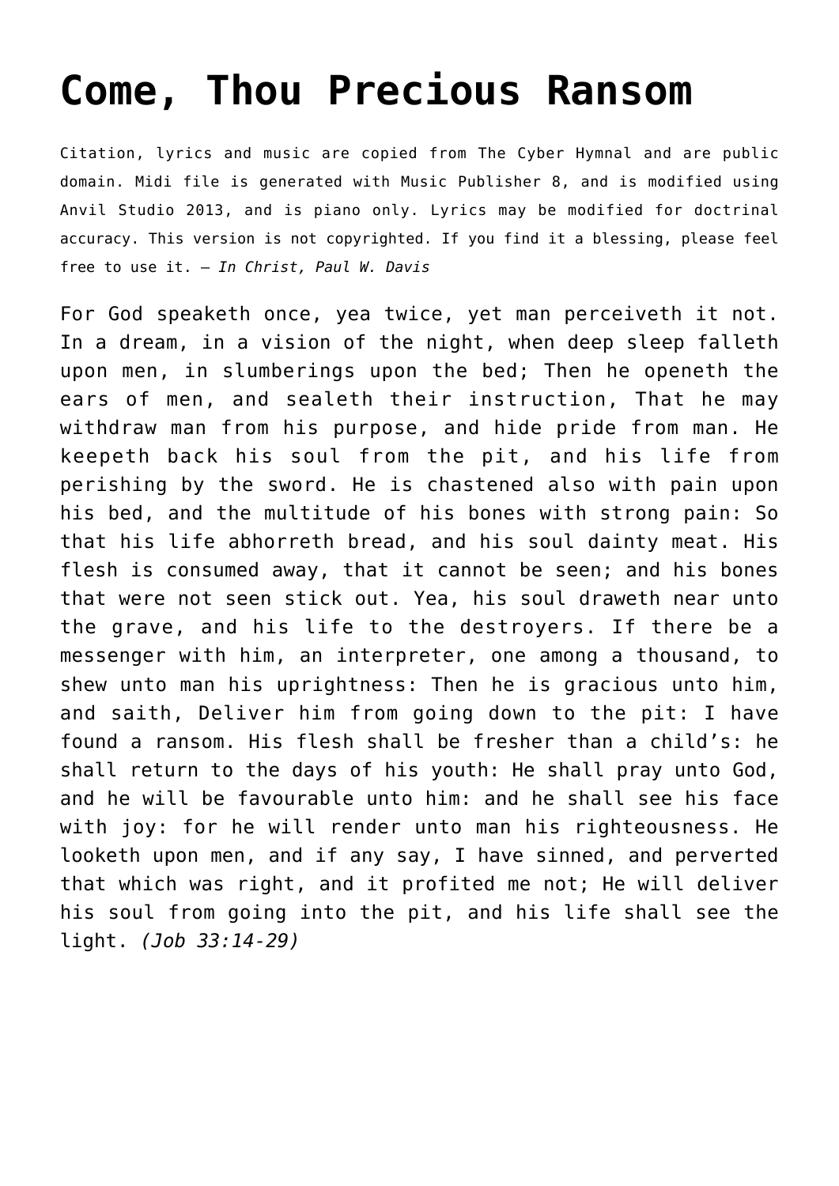# Come, Thou Precious Ransom

Citation, lyrics and music are copied from The Cyber Hymnal and are public domain. Midi file is generated with Music Publisher 8, and is modified using Anvil Studio 2013, and is piano only. Lyrics may be modified for doctrinal accuracy. This version is not copyrighted. If you find it a blessing, please feel free to use it. – *In Christ, Paul W. Davis*

For God speaketh once, yea twice, yet man perceiveth it not. In a dream, in a vision of the night, when deep sleep falleth upon men, in slumberings upon the bed; Then he openeth the ears of men, and sealeth their instruction, That he may withdraw man from his purpose, and hide pride from man. He keepeth back his soul from the pit, and his life from perishing by the sword. He is chastened also with pain upon his bed, and the multitude of his bones with strong pain: So that his life abhorreth bread, and his soul dainty meat. His flesh is consumed away, that it cannot be seen; and his bones that were not seen stick out. Yea, his soul draweth near unto the grave, and his life to the destroyers. If there be a messenger with him, an interpreter, one among a thousand, to shew unto man his uprightness: Then he is gracious unto him, and saith, Deliver him from going down to the pit: I have found a ransom. His flesh shall be fresher than a child's: he shall return to the days of his youth: He shall pray unto God, and he will be favourable unto him: and he shall see his face with joy: for he will render unto man his righteousness. He looketh upon men, and if any say, I have sinned, and perverted that which was right, and it profited me not; He will deliver his soul from going into the pit, and his life shall see the light. *(Job 33:14-29)*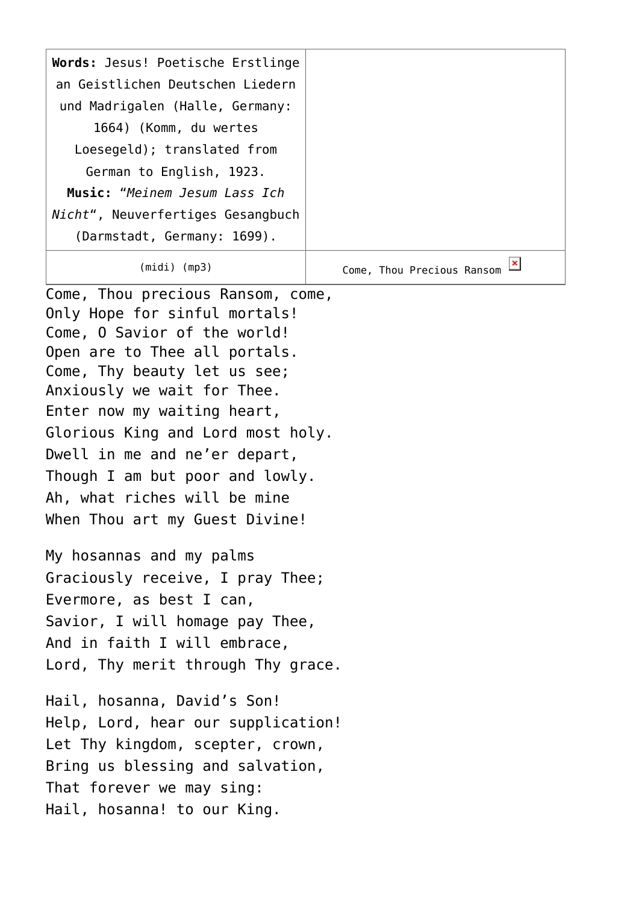| | |
|---|---|
| **Words:** Jesus! Poetische Erstlinge an Geistlichen Deutschen Liedern und Madrigalen (Halle, Germany: 1664) (Komm, du wertes Loesegeld); translated from German to English, 1923. **Music:** “*Meinem Jesum Lass Ich Nicht*“, Neuverfertiges Gesangbuch (Darmstadt, Germany: 1699). | |
| (midi) (mp3) | Come, Thou Precious Ransom |

Come, Thou precious Ransom, come,
Only Hope for sinful mortals!
Come, O Savior of the world!
Open are to Thee all portals.
Come, Thy beauty let us see;
Anxiously we wait for Thee.
Enter now my waiting heart,
Glorious King and Lord most holy.
Dwell in me and ne’er depart,
Though I am but poor and lowly.
Ah, what riches will be mine
When Thou art my Guest Divine!

My hosannas and my palms
Graciously receive, I pray Thee;
Evermore, as best I can,
Savior, I will homage pay Thee,
And in faith I will embrace,
Lord, Thy merit through Thy grace.

Hail, hosanna, David’s Son!
Help, Lord, hear our supplication!
Let Thy kingdom, scepter, crown,
Bring us blessing and salvation,
That forever we may sing:
Hail, hosanna! to our King.